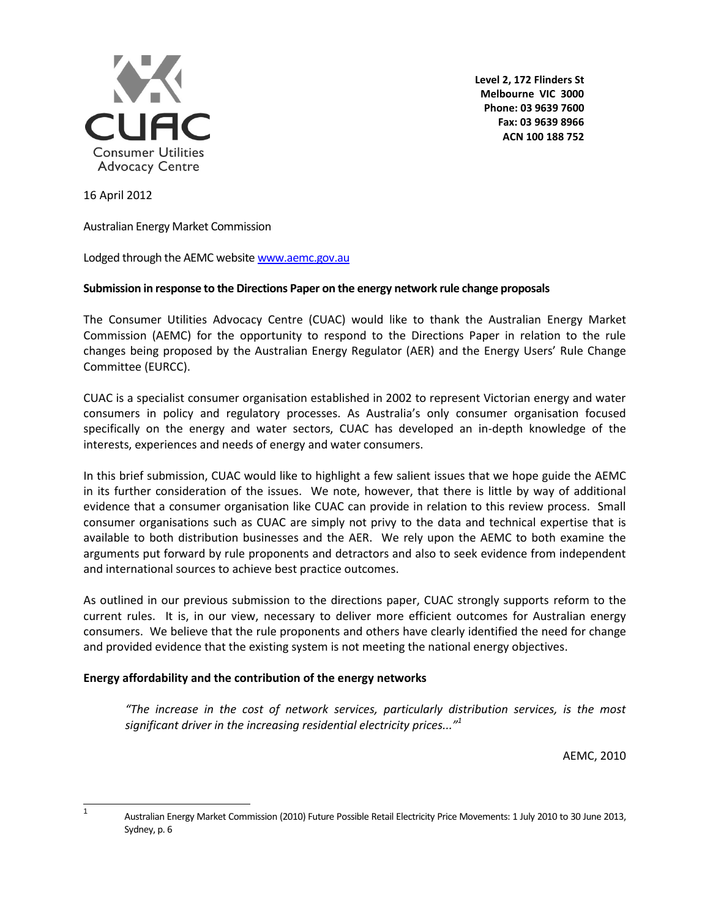CUAC
Consumer Utilities
Advocacy Centre

Level 2, 172 Flinders St
Melbourne VIC 3000
Phone: 03 9639 7600
Fax: 03 9639 8966
ACN 100 188 752

16 April 2012

Australian Energy Market Commission

Lodged through the AEMC website www.aemc.gov.au

**Submission in response to the Directions Paper on the energy network rule change proposals**

The Consumer Utilities Advocacy Centre (CUAC) would like to thank the Australian Energy Market Commission (AEMC) for the opportunity to respond to the Directions Paper in relation to the rule changes being proposed by the Australian Energy Regulator (AER) and the Energy Users' Rule Change Committee (EURCC).

CUAC is a specialist consumer organisation established in 2002 to represent Victorian energy and water consumers in policy and regulatory processes. As Australia's only consumer organisation focused specifically on the energy and water sectors, CUAC has developed an in-depth knowledge of the interests, experiences and needs of energy and water consumers.

In this brief submission, CUAC would like to highlight a few salient issues that we hope guide the AEMC in its further consideration of the issues. We note, however, that there is little by way of additional evidence that a consumer organisation like CUAC can provide in relation to this review process. Small consumer organisations such as CUAC are simply not privy to the data and technical expertise that is available to both distribution businesses and the AER. We rely upon the AEMC to both examine the arguments put forward by rule proponents and detractors and also to seek evidence from independent and international sources to achieve best practice outcomes.

As outlined in our previous submission to the directions paper, CUAC strongly supports reform to the current rules. It is, in our view, necessary to deliver more efficient outcomes for Australian energy consumers. We believe that the rule proponents and others have clearly identified the need for change and provided evidence that the existing system is not meeting the national energy objectives.

**Energy affordability and the contribution of the energy networks**

> *"The increase in the cost of network services, particularly distribution services, is the most significant driver in the increasing residential electricity prices..."*[1]
>
> AEMC, 2010

[1] Australian Energy Market Commission (2010) Future Possible Retail Electricity Price Movements: 1 July 2010 to 30 June 2013, Sydney, p. 6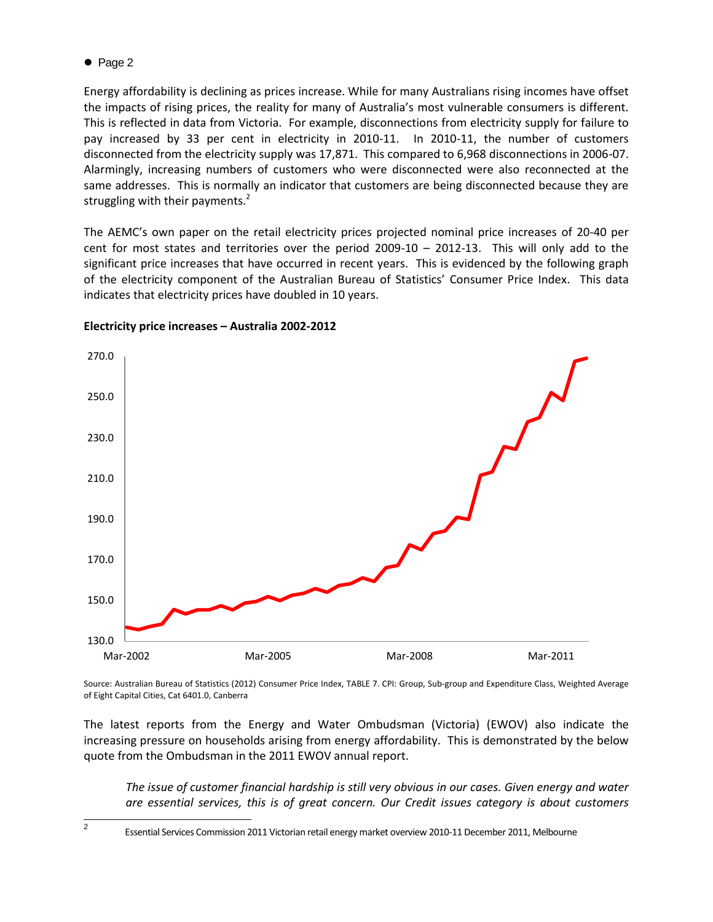Energy affordability is declining as prices increase. While for many Australians rising incomes have offset the impacts of rising prices, the reality for many of Australia's most vulnerable consumers is different. This is reflected in data from Victoria. For example, disconnections from electricity supply for failure to pay increased by 33 per cent in electricity in 2010-11. In 2010-11, the number of customers disconnected from the electricity supply was 17,871. This compared to 6,968 disconnections in 2006-07. Alarmingly, increasing numbers of customers who were disconnected were also reconnected at the same addresses. This is normally an indicator that customers are being disconnected because they are struggling with their payments.[2]

The AEMC's own paper on the retail electricity prices projected nominal price increases of 20-40 per cent for most states and territories over the period 2009-10 – 2012-13. This will only add to the significant price increases that have occurred in recent years. This is evidenced by the following graph of the electricity component of the Australian Bureau of Statistics' Consumer Price Index. This data indicates that electricity prices have doubled in 10 years.

**Electricity price increases – Australia 2002-2012**

Source: Australian Bureau of Statistics (2012) Consumer Price Index, TABLE 7. CPI: Group, Sub-group and Expenditure Class, Weighted Average of Eight Capital Cities, Cat 6401.0, Canberra

The latest reports from the Energy and Water Ombudsman (Victoria) (EWOV) also indicate the increasing pressure on households arising from energy affordability. This is demonstrated by the below quote from the Ombudsman in the 2011 EWOV annual report.

> *The issue of customer financial hardship is still very obvious in our cases. Given energy and water are essential services, this is of great concern. Our Credit issues category is about customers*

[2] Essential Services Commission 2011 Victorian retail energy market overview 2010-11 December 2011, Melbourne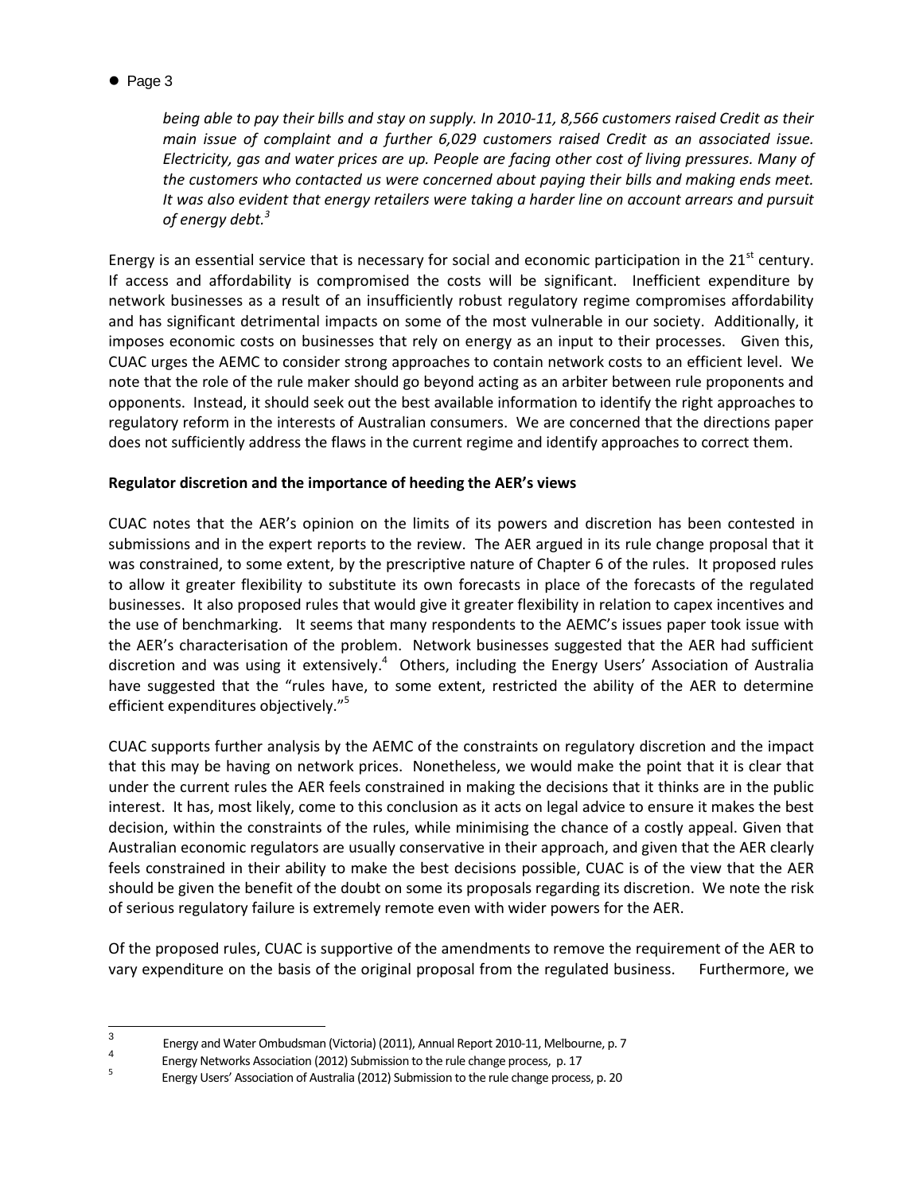*being able to pay their bills and stay on supply. In 2010-11, 8,566 customers raised Credit as their main issue of complaint and a further 6,029 customers raised Credit as an associated issue. Electricity, gas and water prices are up. People are facing other cost of living pressures. Many of the customers who contacted us were concerned about paying their bills and making ends meet. It was also evident that energy retailers were taking a harder line on account arrears and pursuit of energy debt.*[3]

Energy is an essential service that is necessary for social and economic participation in the 21st century. If access and affordability is compromised the costs will be significant. Inefficient expenditure by network businesses as a result of an insufficiently robust regulatory regime compromises affordability and has significant detrimental impacts on some of the most vulnerable in our society. Additionally, it imposes economic costs on businesses that rely on energy as an input to their processes. Given this, CUAC urges the AEMC to consider strong approaches to contain network costs to an efficient level. We note that the role of the rule maker should go beyond acting as an arbiter between rule proponents and opponents. Instead, it should seek out the best available information to identify the right approaches to regulatory reform in the interests of Australian consumers. We are concerned that the directions paper does not sufficiently address the flaws in the current regime and identify approaches to correct them.

**Regulator discretion and the importance of heeding the AER's views**

CUAC notes that the AER's opinion on the limits of its powers and discretion has been contested in submissions and in the expert reports to the review. The AER argued in its rule change proposal that it was constrained, to some extent, by the prescriptive nature of Chapter 6 of the rules. It proposed rules to allow it greater flexibility to substitute its own forecasts in place of the forecasts of the regulated businesses. It also proposed rules that would give it greater flexibility in relation to capex incentives and the use of benchmarking. It seems that many respondents to the AEMC's issues paper took issue with the AER's characterisation of the problem. Network businesses suggested that the AER had sufficient discretion and was using it extensively.[4] Others, including the Energy Users' Association of Australia have suggested that the "rules have, to some extent, restricted the ability of the AER to determine efficient expenditures objectively."[5]

CUAC supports further analysis by the AEMC of the constraints on regulatory discretion and the impact that this may be having on network prices. Nonetheless, we would make the point that it is clear that under the current rules the AER feels constrained in making the decisions that it thinks are in the public interest. It has, most likely, come to this conclusion as it acts on legal advice to ensure it makes the best decision, within the constraints of the rules, while minimising the chance of a costly appeal. Given that Australian economic regulators are usually conservative in their approach, and given that the AER clearly feels constrained in their ability to make the best decisions possible, CUAC is of the view that the AER should be given the benefit of the doubt on some its proposals regarding its discretion. We note the risk of serious regulatory failure is extremely remote even with wider powers for the AER.

Of the proposed rules, CUAC is supportive of the amendments to remove the requirement of the AER to vary expenditure on the basis of the original proposal from the regulated business. Furthermore, we

---

[3] Energy and Water Ombudsman (Victoria) (2011), Annual Report 2010-11, Melbourne, p. 7

[4] Energy Networks Association (2012) Submission to the rule change process, p. 17

[5] Energy Users' Association of Australia (2012) Submission to the rule change process, p. 20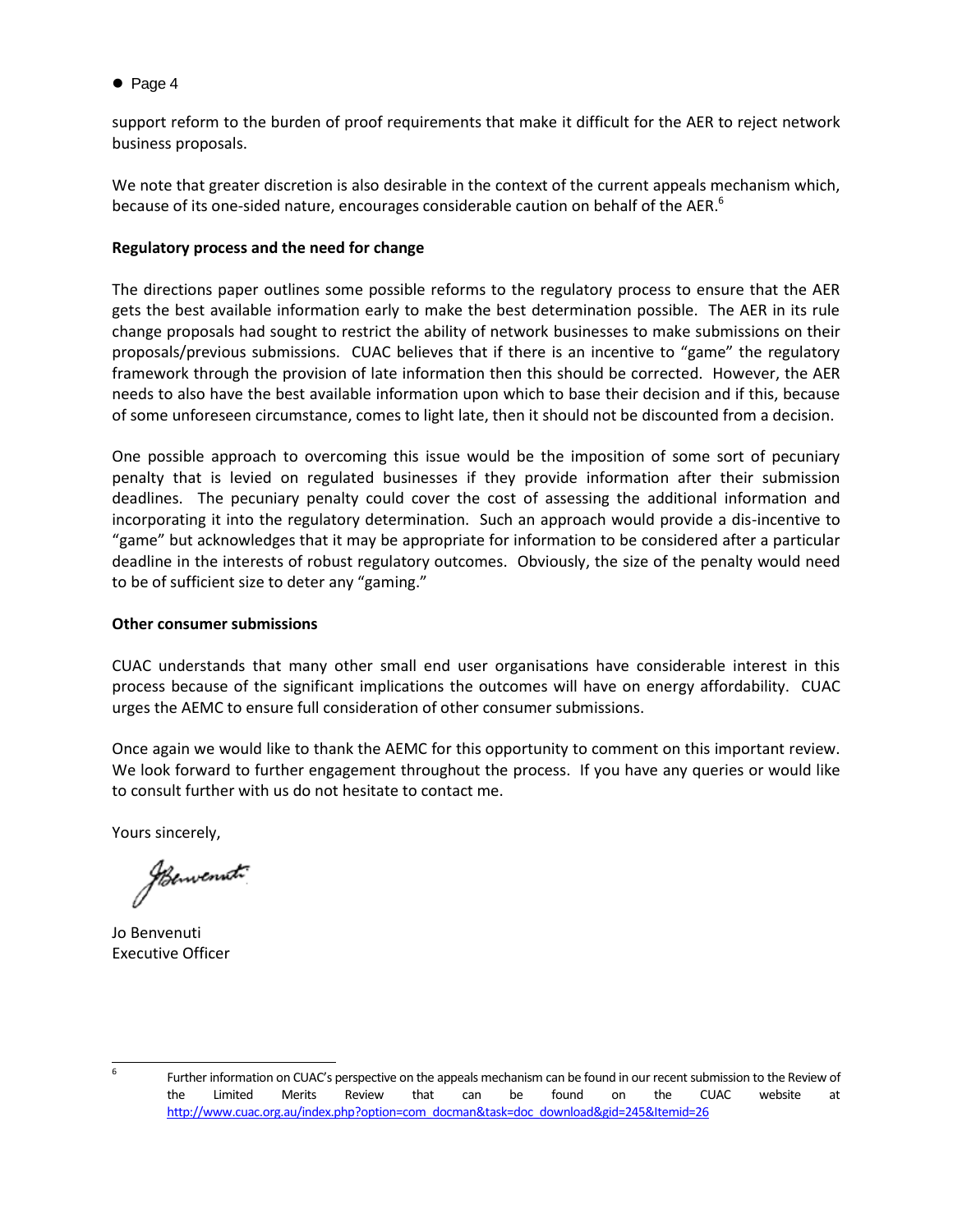support reform to the burden of proof requirements that make it difficult for the AER to reject network business proposals.

We note that greater discretion is also desirable in the context of the current appeals mechanism which, because of its one-sided nature, encourages considerable caution on behalf of the AER.[6]

**Regulatory process and the need for change**

The directions paper outlines some possible reforms to the regulatory process to ensure that the AER gets the best available information early to make the best determination possible. The AER in its rule change proposals had sought to restrict the ability of network businesses to make submissions on their proposals/previous submissions. CUAC believes that if there is an incentive to "game" the regulatory framework through the provision of late information then this should be corrected. However, the AER needs to also have the best available information upon which to base their decision and if this, because of some unforeseen circumstance, comes to light late, then it should not be discounted from a decision.

One possible approach to overcoming this issue would be the imposition of some sort of pecuniary penalty that is levied on regulated businesses if they provide information after their submission deadlines. The pecuniary penalty could cover the cost of assessing the additional information and incorporating it into the regulatory determination. Such an approach would provide a dis-incentive to "game" but acknowledges that it may be appropriate for information to be considered after a particular deadline in the interests of robust regulatory outcomes. Obviously, the size of the penalty would need to be of sufficient size to deter any "gaming."

**Other consumer submissions**

CUAC understands that many other small end user organisations have considerable interest in this process because of the significant implications the outcomes will have on energy affordability. CUAC urges the AEMC to ensure full consideration of other consumer submissions.

Once again we would like to thank the AEMC for this opportunity to comment on this important review. We look forward to further engagement throughout the process. If you have any queries or would like to consult further with us do not hesitate to contact me.

Yours sincerely,

Jo Benvenuti
Executive Officer

---

[6] Further information on CUAC's perspective on the appeals mechanism can be found in our recent submission to the Review of the Limited Merits Review that can be found on the CUAC website at http://www.cuac.org.au/index.php?option=com_docman&task=doc_download&gid=245&Itemid=26